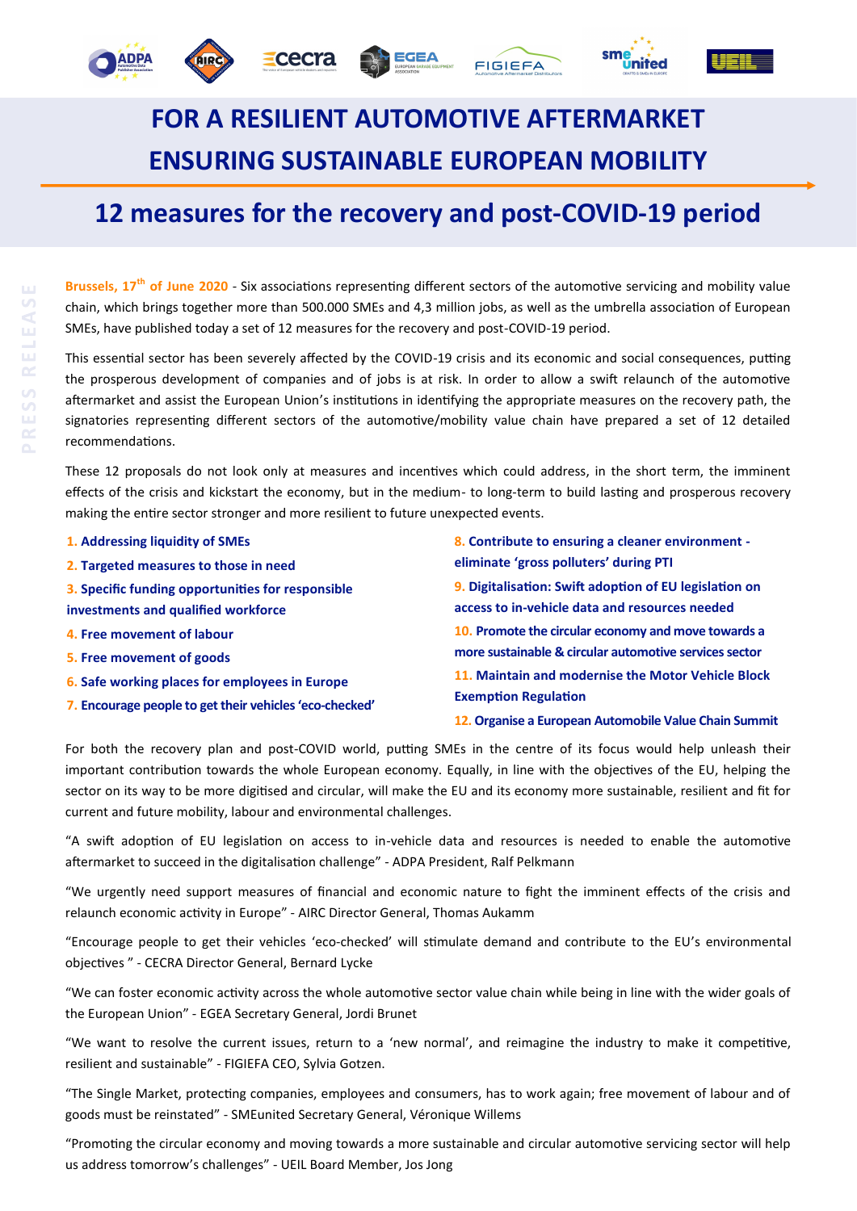# FOR A RESILIENT AUTOMOTIVE AFTERMARKET ENSURING SUSTAINABLE EUROPEAN MOBILITY

## 12 measures for the recovery and post-COVID-19 period

PRESS RELEASE

**Brussels, 17th of June 2020** - Six associations representing different sectors of the automotive servicing and mobility value chain, which brings together more than 500.000 SMEs and 4,3 million jobs, as well as the umbrella association of European SMEs, have published today a set of 12 measures for the recovery and post-COVID-19 period.

This essential sector has been severely affected by the COVID-19 crisis and its economic and social consequences, putting the prosperous development of companies and of jobs is at risk. In order to allow a swift relaunch of the automotive aftermarket and assist the European Union's institutions in identifying the appropriate measures on the recovery path, the signatories representing different sectors of the automotive/mobility value chain have prepared a set of 12 detailed recommendations.

These 12 proposals do not look only at measures and incentives which could address, in the short term, the imminent effects of the crisis and kickstart the economy, but in the medium- to long-term to build lasting and prosperous recovery making the entire sector stronger and more resilient to future unexpected events.

1. **Addressing liquidity of SMEs**
2. **Targeted measures to those in need**
3. **Specific funding opportunities for responsible investments and qualified workforce**
4. **Free movement of labour**
5. **Free movement of goods**
6. **Safe working places for employees in Europe**
7. **Encourage people to get their vehicles 'eco-checked'**
8. **Contribute to ensuring a cleaner environment - eliminate 'gross polluters' during PTI**
9. **Digitalisation: Swift adoption of EU legislation on access to in-vehicle data and resources needed**
10. **Promote the circular economy and move towards a more sustainable & circular automotive services sector**
11. **Maintain and modernise the Motor Vehicle Block Exemption Regulation**
12. **Organise a European Automobile Value Chain Summit**

For both the recovery plan and post-COVID world, putting SMEs in the centre of its focus would help unleash their important contribution towards the whole European economy. Equally, in line with the objectives of the EU, helping the sector on its way to be more digitised and circular, will make the EU and its economy more sustainable, resilient and fit for current and future mobility, labour and environmental challenges.

"A swift adoption of EU legislation on access to in-vehicle data and resources is needed to enable the automotive aftermarket to succeed in the digitalisation challenge" - ADPA President, Ralf Pelkmann

"We urgently need support measures of financial and economic nature to fight the imminent effects of the crisis and relaunch economic activity in Europe" - AIRC Director General, Thomas Aukamm

"Encourage people to get their vehicles 'eco-checked' will stimulate demand and contribute to the EU's environmental objectives " - CECRA Director General, Bernard Lycke

"We can foster economic activity across the whole automotive sector value chain while being in line with the wider goals of the European Union" - EGEA Secretary General, Jordi Brunet

"We want to resolve the current issues, return to a 'new normal', and reimagine the industry to make it competitive, resilient and sustainable" - FIGIEFA CEO, Sylvia Gotzen.

"The Single Market, protecting companies, employees and consumers, has to work again; free movement of labour and of goods must be reinstated" - SMEunited Secretary General, Véronique Willems

"Promoting the circular economy and moving towards a more sustainable and circular automotive servicing sector will help us address tomorrow's challenges" - UEIL Board Member, Jos Jong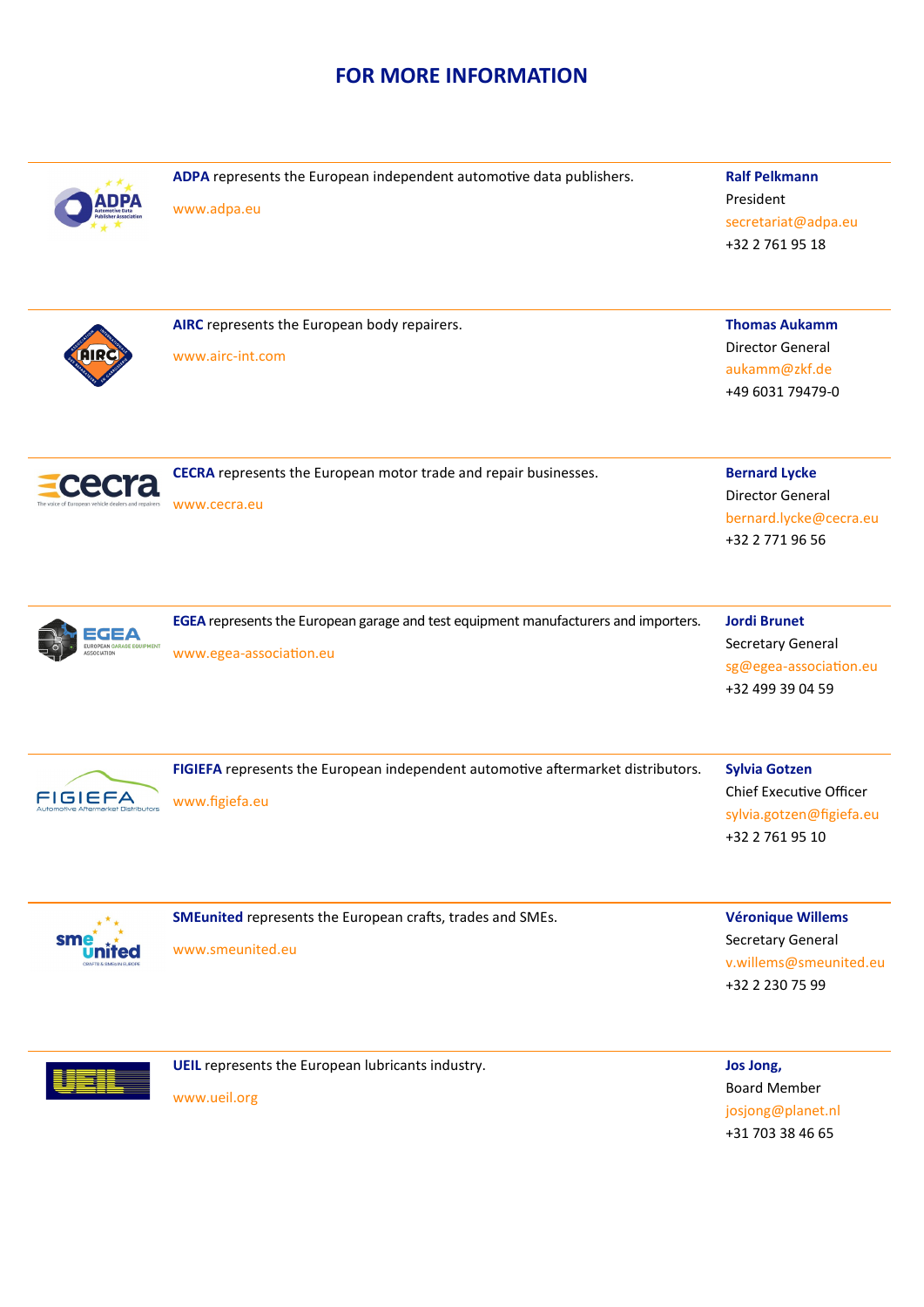# FOR MORE INFORMATION

---

**ADPA** represents the European independent automotive data publishers.

www.adpa.eu

**Ralf Pelkmann**
President
secretariat@adpa.eu
+32 2 761 95 18

---

**AIRC** represents the European body repairers.

www.airc-int.com

**Thomas Aukamm**
Director General
aukamm@zkf.de
+49 6031 79479-0

---

**CECRA** represents the European motor trade and repair businesses.

www.cecra.eu

**Bernard Lycke**
Director General
bernard.lycke@cecra.eu
+32 2 771 96 56

---

**EGEA** represents the European garage and test equipment manufacturers and importers.

www.egea-association.eu

**Jordi Brunet**
Secretary General
sg@egea-association.eu
+32 499 39 04 59

---

**FIGIEFA** represents the European independent automotive aftermarket distributors.

www.figiefa.eu

**Sylvia Gotzen**
Chief Executive Officer
sylvia.gotzen@figiefa.eu
+32 2 761 95 10

---

**SMEunited** represents the European crafts, trades and SMEs.

www.smeunited.eu

**Véronique Willems**
Secretary General
v.willems@smeunited.eu
+32 2 230 75 99

---

**UEIL** represents the European lubricants industry.

www.ueil.org

**Jos Jong,**
Board Member
josjong@planet.nl
+31 703 38 46 65